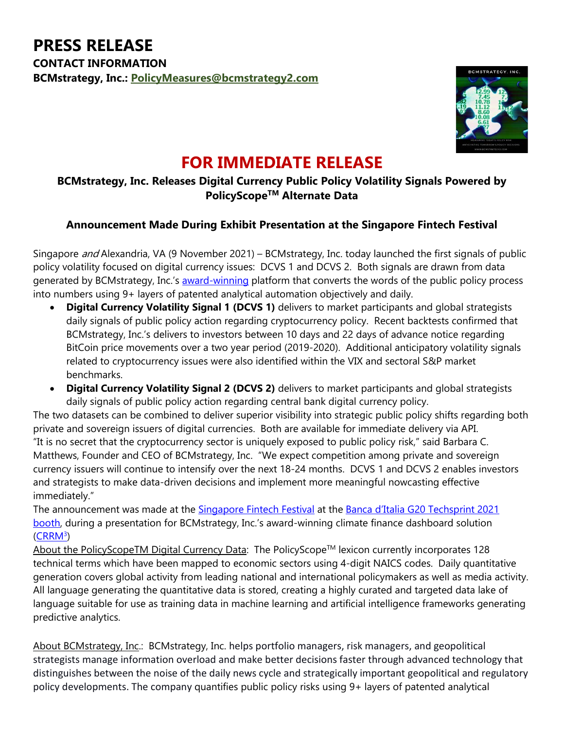# PRESS RELEASE

**CONTACT INFORMATION**

**BCMstrategy, Inc.: PolicyMeasures@bcmstrategy2.com**

## FOR IMMEDIATE RELEASE

### BCMstrategy, Inc. Releases Digital Currency Public Policy Volatility Signals Powered by PolicyScope™ Alternate Data

### Announcement Made During Exhibit Presentation at the Singapore Fintech Festival

Singapore *and* Alexandria, VA (9 November 2021) – BCMstrategy, Inc. today launched the first signals of public policy volatility focused on digital currency issues: DCVS 1 and DCVS 2. Both signals are drawn from data generated by BCMstrategy, Inc.'s award-winning platform that converts the words of the public policy process into numbers using 9+ layers of patented analytical automation objectively and daily.

- **Digital Currency Volatility Signal 1 (DCVS 1)** delivers to market participants and global strategists daily signals of public policy action regarding cryptocurrency policy. Recent backtests confirmed that BCMstrategy, Inc.'s delivers to investors between 10 days and 22 days of advance notice regarding BitCoin price movements over a two year period (2019-2020). Additional anticipatory volatility signals related to cryptocurrency issues were also identified within the VIX and sectoral S&P market benchmarks.
- **Digital Currency Volatility Signal 2 (DCVS 2)** delivers to market participants and global strategists daily signals of public policy action regarding central bank digital currency policy.

The two datasets can be combined to deliver superior visibility into strategic public policy shifts regarding both private and sovereign issuers of digital currencies. Both are available for immediate delivery via API.

"It is no secret that the cryptocurrency sector is uniquely exposed to public policy risk," said Barbara C. Matthews, Founder and CEO of BCMstrategy, Inc. "We expect competition among private and sovereign currency issuers will continue to intensify over the next 18-24 months. DCVS 1 and DCVS 2 enables investors and strategists to make data-driven decisions and implement more meaningful nowcasting effective immediately."

The announcement was made at the Singapore Fintech Festival at the Banca d'Italia G20 Techsprint 2021 booth, during a presentation for BCMstrategy, Inc.'s award-winning climate finance dashboard solution (CRRM[3])

About the PolicyScopeTM Digital Currency Data: The PolicyScope™ lexicon currently incorporates 128 technical terms which have been mapped to economic sectors using 4-digit NAICS codes. Daily quantitative generation covers global activity from leading national and international policymakers as well as media activity. All language generating the quantitative data is stored, creating a highly curated and targeted data lake of language suitable for use as training data in machine learning and artificial intelligence frameworks generating predictive analytics.

About BCMstrategy, Inc.: BCMstrategy, Inc. helps portfolio managers, risk managers, and geopolitical strategists manage information overload and make better decisions faster through advanced technology that distinguishes between the noise of the daily news cycle and strategically important geopolitical and regulatory policy developments. The company quantifies public policy risks using 9+ layers of patented analytical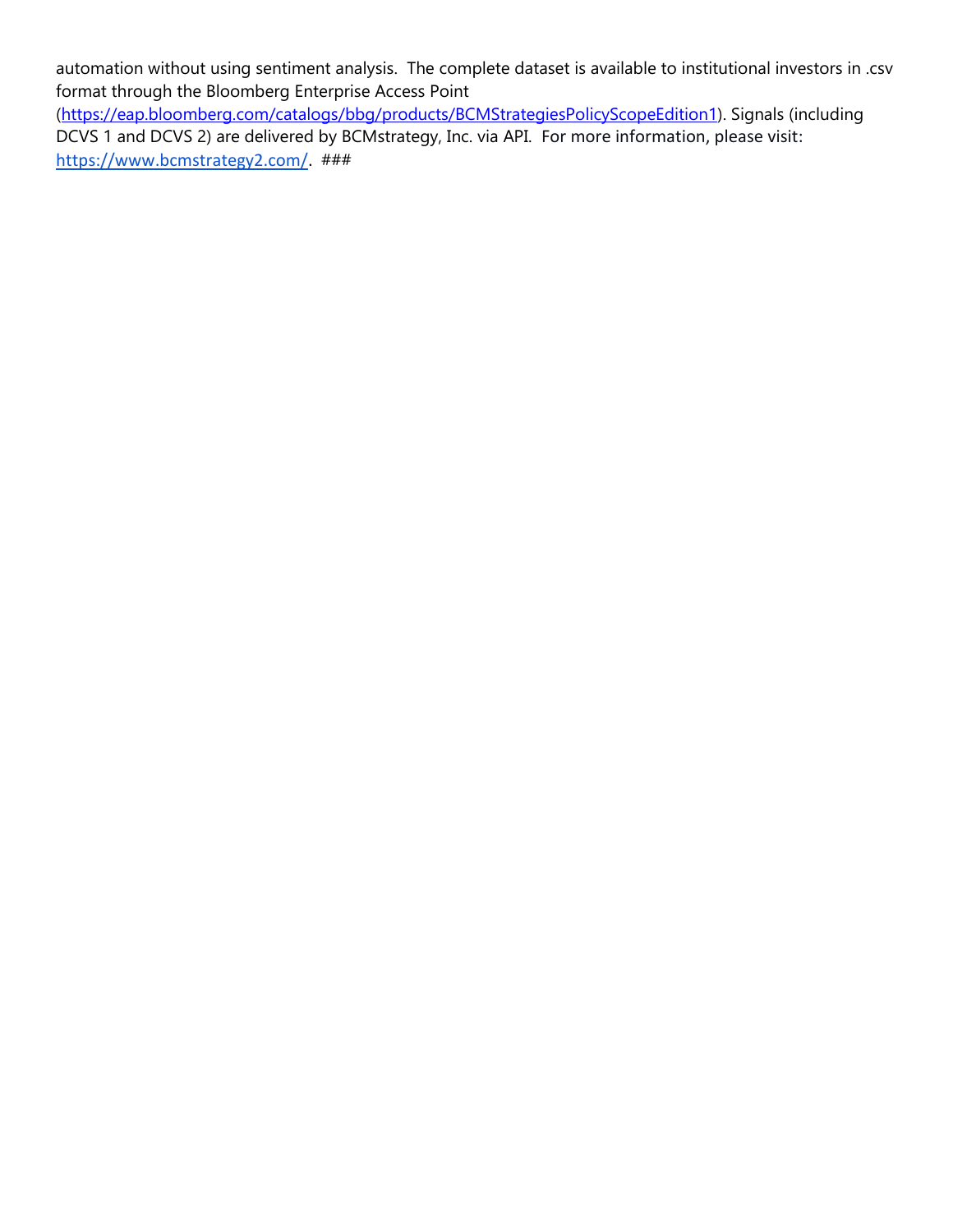automation without using sentiment analysis. The complete dataset is available to institutional investors in .csv format through the Bloomberg Enterprise Access Point (https://eap.bloomberg.com/catalogs/bbg/products/BCMStrategiesPolicyScopeEdition1). Signals (including DCVS 1 and DCVS 2) are delivered by BCMstrategy, Inc. via API. For more information, please visit: https://www.bcmstrategy2.com/. ###